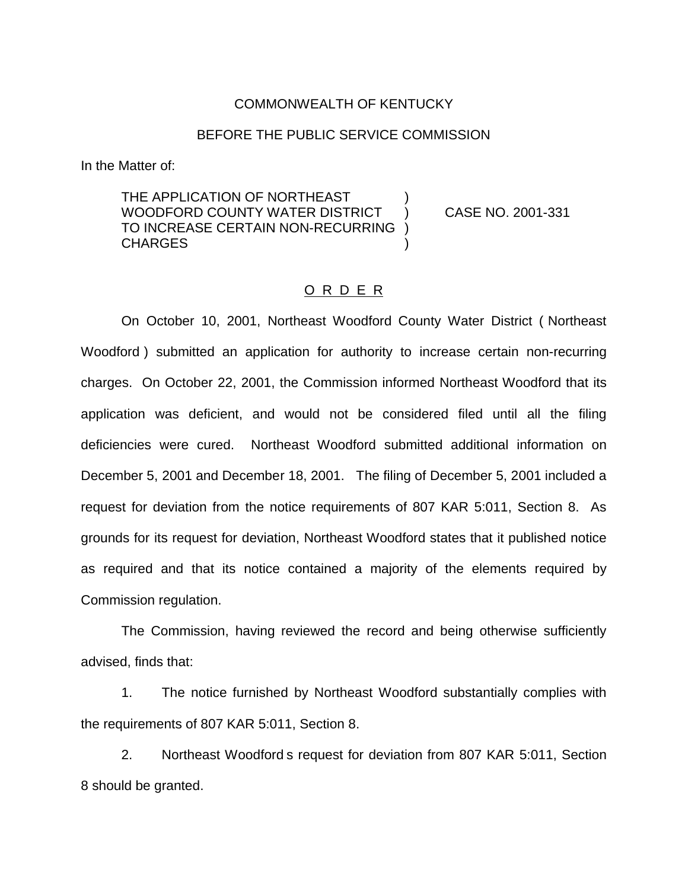COMMONWEALTH OF KENTUCKY

BEFORE THE PUBLIC SERVICE COMMISSION

In the Matter of:

THE APPLICATION OF NORTHEAST WOODFORD COUNTY WATER DISTRICT TO INCREASE CERTAIN NON-RECURRING CHARGES ) CASE NO. 2001-331

O R D E R

On October 10, 2001, Northeast Woodford County Water District ( Northeast Woodford ) submitted an application for authority to increase certain non-recurring charges. On October 22, 2001, the Commission informed Northeast Woodford that its application was deficient, and would not be considered filed until all the filing deficiencies were cured. Northeast Woodford submitted additional information on December 5, 2001 and December 18, 2001. The filing of December 5, 2001 included a request for deviation from the notice requirements of 807 KAR 5:011, Section 8. As grounds for its request for deviation, Northeast Woodford states that it published notice as required and that its notice contained a majority of the elements required by Commission regulation.

The Commission, having reviewed the record and being otherwise sufficiently advised, finds that:

1. The notice furnished by Northeast Woodford substantially complies with the requirements of 807 KAR 5:011, Section 8.

2. Northeast Woodford s request for deviation from 807 KAR 5:011, Section 8 should be granted.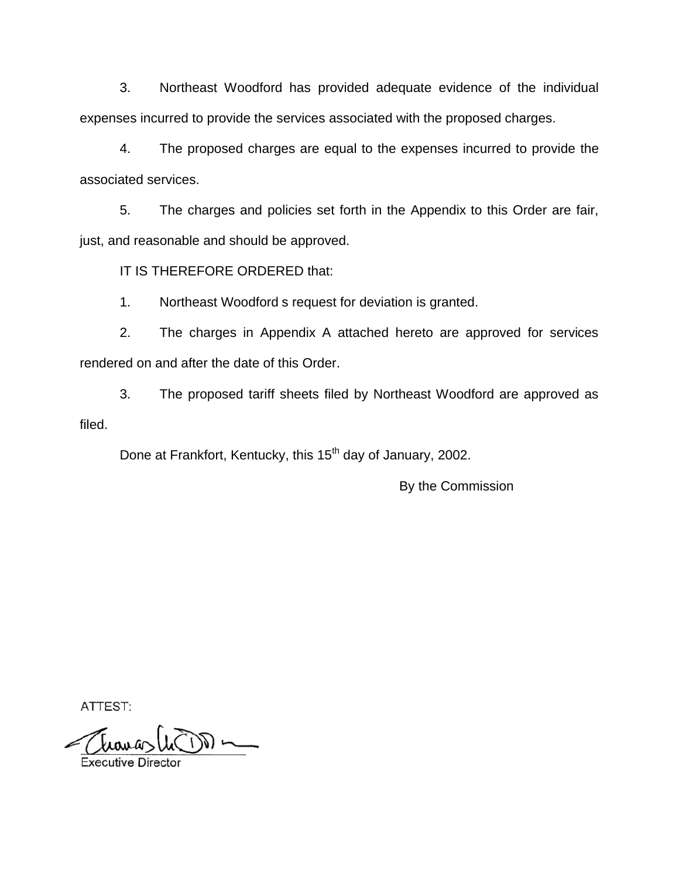3. Northeast Woodford has provided adequate evidence of the individual expenses incurred to provide the services associated with the proposed charges.

4. The proposed charges are equal to the expenses incurred to provide the associated services.

5. The charges and policies set forth in the Appendix to this Order are fair, just, and reasonable and should be approved.

IT IS THEREFORE ORDERED that:

1. Northeast Woodford s request for deviation is granted.

2. The charges in Appendix A attached hereto are approved for services rendered on and after the date of this Order.

3. The proposed tariff sheets filed by Northeast Woodford are approved as filed.

Done at Frankfort, Kentucky, this 15th day of January, 2002.

By the Commission

ATTEST:

Executive Director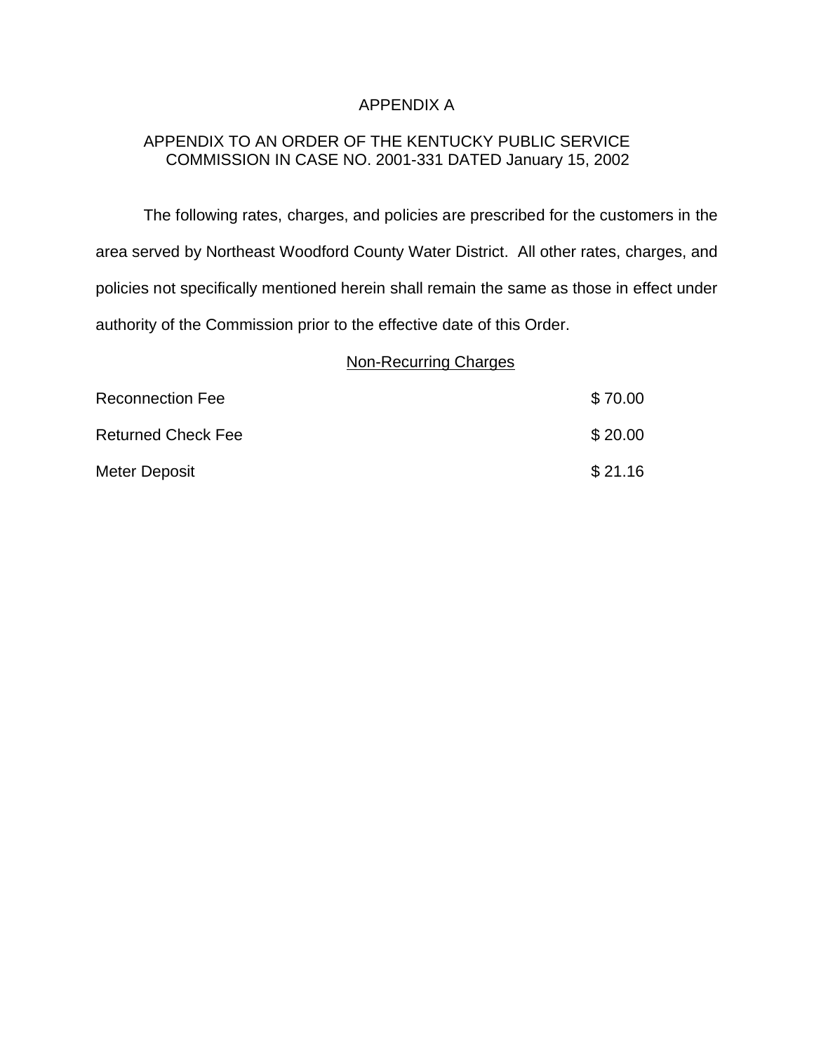# APPENDIX A

## APPENDIX TO AN ORDER OF THE KENTUCKY PUBLIC SERVICE COMMISSION IN CASE NO. 2001-331 DATED January 15, 2002

The following rates, charges, and policies are prescribed for the customers in the area served by Northeast Woodford County Water District. All other rates, charges, and policies not specifically mentioned herein shall remain the same as those in effect under authority of the Commission prior to the effective date of this Order.

### Non-Recurring Charges

| | |
|---|---|
| Reconnection Fee | $ 70.00 |
| Returned Check Fee | $ 20.00 |
| Meter Deposit | $ 21.16 |